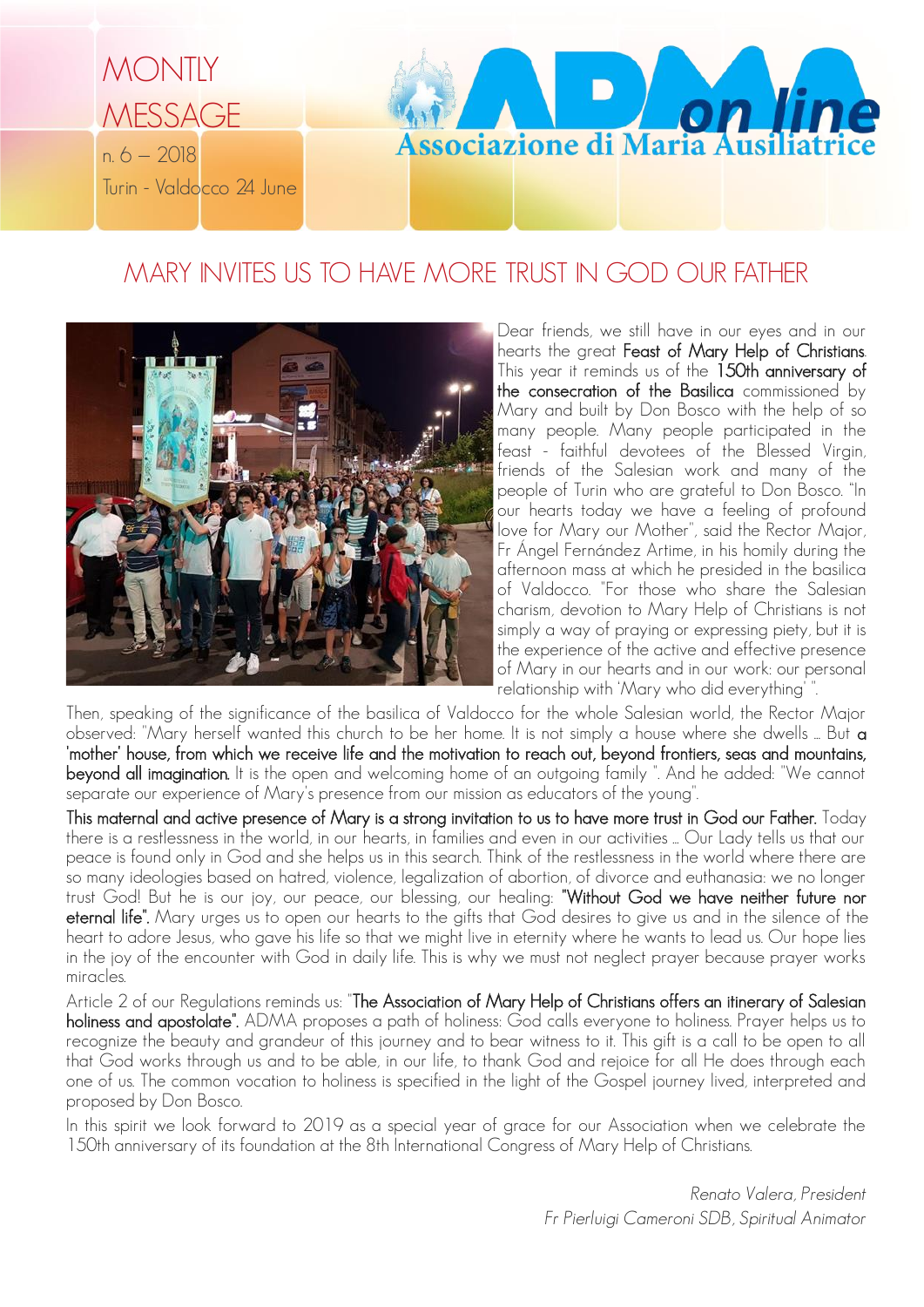MONTLY MESSAGE

n. 6 – 2018

Turin - Valdocco 24 June

**ADMA on line**
**Associazione di Maria Ausiliatrice**

# MARY INVITES US TO HAVE MORE TRUST IN GOD OUR FATHER

Dear friends, we still have in our eyes and in our hearts the great **Feast of Mary Help of Christians**. This year it reminds us of the **150th anniversary of the consecration of the Basilica** commissioned by Mary and built by Don Bosco with the help of so many people. Many people participated in the feast - faithful devotees of the Blessed Virgin, friends of the Salesian work and many of the people of Turin who are grateful to Don Bosco. "In our hearts today we have a feeling of profound love for Mary our Mother", said the Rector Major, Fr Ángel Fernández Artime, in his homily during the afternoon mass at which he presided in the basilica of Valdocco. "For those who share the Salesian charism, devotion to Mary Help of Christians is not simply a way of praying or expressing piety, but it is the experience of the active and effective presence of Mary in our hearts and in our work: our personal relationship with 'Mary who did everything' ".

Then, speaking of the significance of the basilica of Valdocco for the whole Salesian world, the Rector Major observed: "Mary herself wanted this church to be her home. It is not simply a house where she dwells ... But **a 'mother' house, from which we receive life and the motivation to reach out, beyond frontiers, seas and mountains, beyond all imagination.** It is the open and welcoming home of an outgoing family ". And he added: "We cannot separate our experience of Mary's presence from our mission as educators of the young".

**This maternal and active presence of Mary is a strong invitation to us to have more trust in God our Father.** Today there is a restlessness in the world, in our hearts, in families and even in our activities ... Our Lady tells us that our peace is found only in God and she helps us in this search. Think of the restlessness in the world where there are so many ideologies based on hatred, violence, legalization of abortion, of divorce and euthanasia: we no longer trust God! But he is our joy, our peace, our blessing, our healing: **"Without God we have neither future nor eternal life".** Mary urges us to open our hearts to the gifts that God desires to give us and in the silence of the heart to adore Jesus, who gave his life so that we might live in eternity where he wants to lead us. Our hope lies in the joy of the encounter with God in daily life. This is why we must not neglect prayer because prayer works miracles.

Article 2 of our Regulations reminds us: "**The Association of Mary Help of Christians offers an itinerary of Salesian holiness and apostolate".** ADMA proposes a path of holiness: God calls everyone to holiness. Prayer helps us to recognize the beauty and grandeur of this journey and to bear witness to it. This gift is a call to be open to all that God works through us and to be able, in our life, to thank God and rejoice for all He does through each one of us. The common vocation to holiness is specified in the light of the Gospel journey lived, interpreted and proposed by Don Bosco.

In this spirit we look forward to 2019 as a special year of grace for our Association when we celebrate the 150th anniversary of its foundation at the 8th International Congress of Mary Help of Christians.

*Renato Valera, President*

*Fr Pierluigi Cameroni SDB, Spiritual Animator*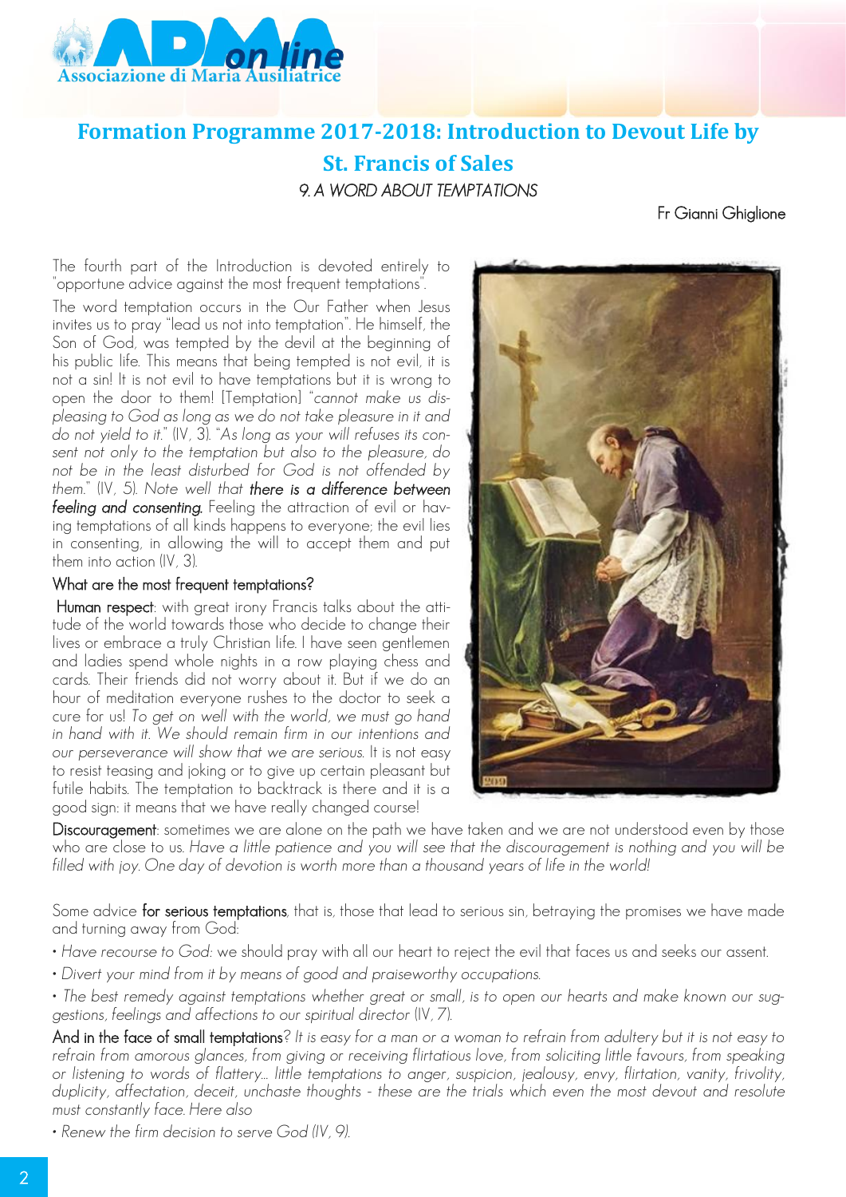## Formation Programme 2017-2018: Introduction to Devout Life by St. Francis of Sales

*9. A WORD ABOUT TEMPTATIONS*

Fr Gianni Ghiglione

The fourth part of the Introduction is devoted entirely to "opportune advice against the most frequent temptations".

The word temptation occurs in the Our Father when Jesus invites us to pray "lead us not into temptation". He himself, the Son of God, was tempted by the devil at the beginning of his public life. This means that being tempted is not evil, it is not a sin! It is not evil to have temptations but it is wrong to open the door to them! [Temptation] "*cannot make us displeasing to God as long as we do not take pleasure in it and do not yield to it.*" (IV, 3). "*As long as your will refuses its consent not only to the temptation but also to the pleasure, do not be in the least disturbed for God is not offended by them.*" (IV, 5). *Note well that* ***there is a difference between feeling and consenting.*** Feeling the attraction of evil or having temptations of all kinds happens to everyone; the evil lies in consenting, in allowing the will to accept them and put them into action (IV, 3).

### What are the most frequent temptations?

**Human respect**: with great irony Francis talks about the attitude of the world towards those who decide to change their lives or embrace a truly Christian life. I have seen gentlemen and ladies spend whole nights in a row playing chess and cards. Their friends did not worry about it. But if we do an hour of meditation everyone rushes to the doctor to seek a cure for us! *To get on well with the world, we must go hand in hand with it. We should remain firm in our intentions and our perseverance will show that we are serious.* It is not easy to resist teasing and joking or to give up certain pleasant but futile habits. The temptation to backtrack is there and it is a good sign: it means that we have really changed course!

**Discouragement**: sometimes we are alone on the path we have taken and we are not understood even by those who are close to us. *Have a little patience and you will see that the discouragement is nothing and you will be filled with joy. One day of devotion is worth more than a thousand years of life in the world!*

Some advice **for serious temptations**, that is, those that lead to serious sin, betraying the promises we have made and turning away from God:

- *Have recourse to God:* we should pray with all our heart to reject the evil that faces us and seeks our assent.
- *Divert your mind from it by means of good and praiseworthy occupations.*
- *The best remedy against temptations whether great or small, is to open our hearts and make known our suggestions, feelings and affections to our spiritual director* (IV, 7).

**And in the face of small temptations**? *It is easy for a man or a woman to refrain from adultery but it is not easy to refrain from amorous glances, from giving or receiving flirtatious love, from soliciting little favours, from speaking or listening to words of flattery... little temptations to anger, suspicion, jealousy, envy, flirtation, vanity, frivolity, duplicity, affectation, deceit, unchaste thoughts - these are the trials which even the most devout and resolute must constantly face. Here also*

- *Renew the firm decision to serve God* (IV, 9).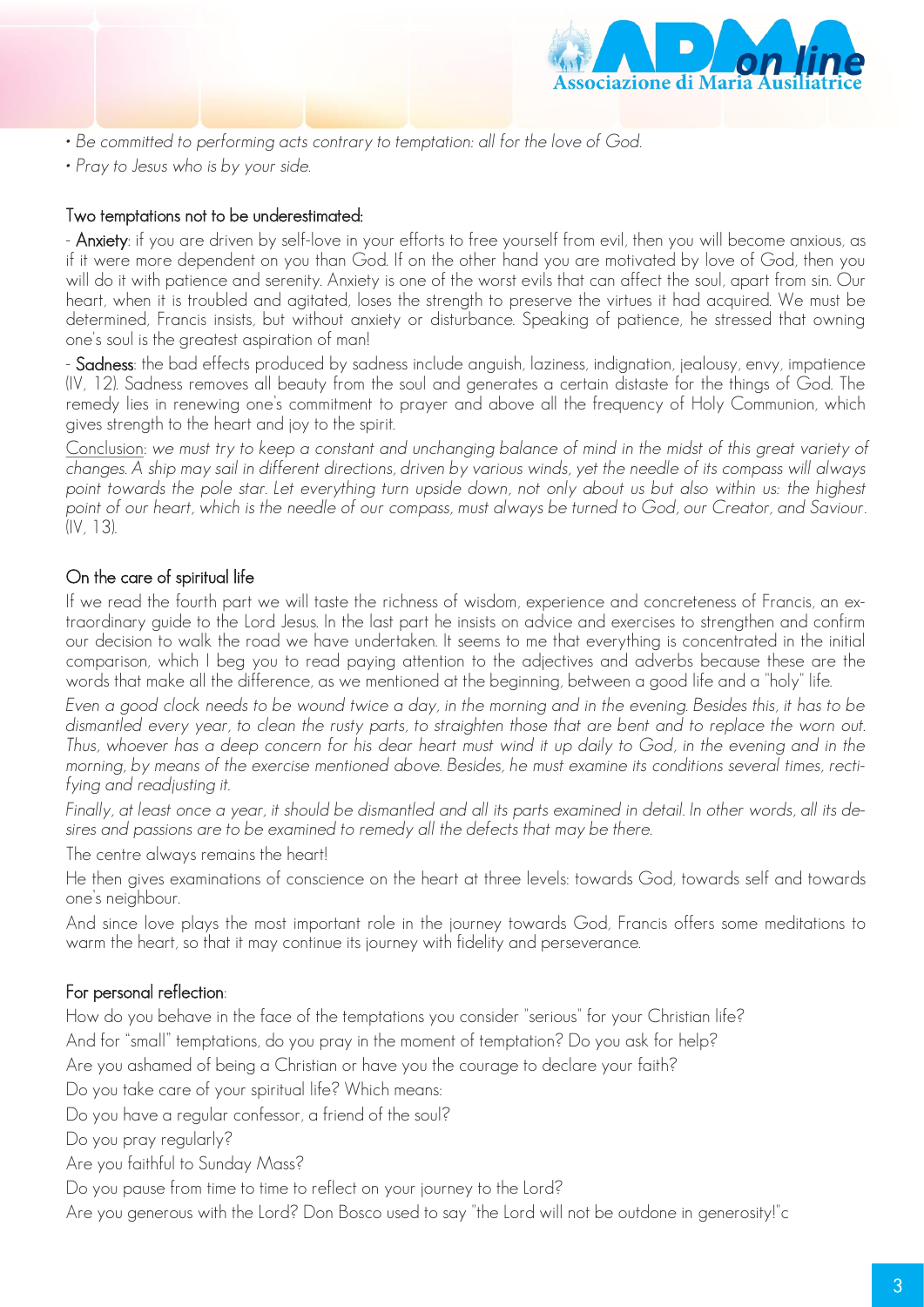- *Be committed to performing acts contrary to temptation: all for the love of God.*
- *Pray to Jesus who is by your side.*

### Two temptations not to be underestimated:

- **Anxiety**: if you are driven by self-love in your efforts to free yourself from evil, then you will become anxious, as if it were more dependent on you than God. If on the other hand you are motivated by love of God, then you will do it with patience and serenity. Anxiety is one of the worst evils that can affect the soul, apart from sin. Our heart, when it is troubled and agitated, loses the strength to preserve the virtues it had acquired. We must be determined, Francis insists, but without anxiety or disturbance. Speaking of patience, he stressed that owning one's soul is the greatest aspiration of man!

- **Sadness**: the bad effects produced by sadness include anguish, laziness, indignation, jealousy, envy, impatience (IV, 12). Sadness removes all beauty from the soul and generates a certain distaste for the things of God. The remedy lies in renewing one's commitment to prayer and above all the frequency of Holy Communion, which gives strength to the heart and joy to the spirit.

<u>Conclusion</u>: *we must try to keep a constant and unchanging balance of mind in the midst of this great variety of changes. A ship may sail in different directions, driven by various winds, yet the needle of its compass will always point towards the pole star. Let everything turn upside down, not only about us but also within us: the highest point of our heart, which is the needle of our compass, must always be turned to God, our Creator, and Saviour*. (IV, 13).

### On the care of spiritual life

If we read the fourth part we will taste the richness of wisdom, experience and concreteness of Francis, an extraordinary guide to the Lord Jesus. In the last part he insists on advice and exercises to strengthen and confirm our decision to walk the road we have undertaken. It seems to me that everything is concentrated in the initial comparison, which I beg you to read paying attention to the adjectives and adverbs because these are the words that make all the difference, as we mentioned at the beginning, between a good life and a "holy" life.

*Even a good clock needs to be wound twice a day, in the morning and in the evening. Besides this, it has to be dismantled every year, to clean the rusty parts, to straighten those that are bent and to replace the worn out. Thus, whoever has a deep concern for his dear heart must wind it up daily to God, in the evening and in the morning, by means of the exercise mentioned above. Besides, he must examine its conditions several times, rectifying and readjusting it.*

*Finally, at least once a year, it should be dismantled and all its parts examined in detail. In other words, all its desires and passions are to be examined to remedy all the defects that may be there.*

The centre always remains the heart!

He then gives examinations of conscience on the heart at three levels: towards God, towards self and towards one's neighbour.

And since love plays the most important role in the journey towards God, Francis offers some meditations to warm the heart, so that it may continue its journey with fidelity and perseverance.

### For personal reflection:

How do you behave in the face of the temptations you consider "serious" for your Christian life?

And for "small" temptations, do you pray in the moment of temptation? Do you ask for help?

Are you ashamed of being a Christian or have you the courage to declare your faith?

Do you take care of your spiritual life? Which means:

Do you have a regular confessor, a friend of the soul?

Do you pray regularly?

Are you faithful to Sunday Mass?

Do you pause from time to time to reflect on your journey to the Lord?

Are you generous with the Lord? Don Bosco used to say "the Lord will not be outdone in generosity!"c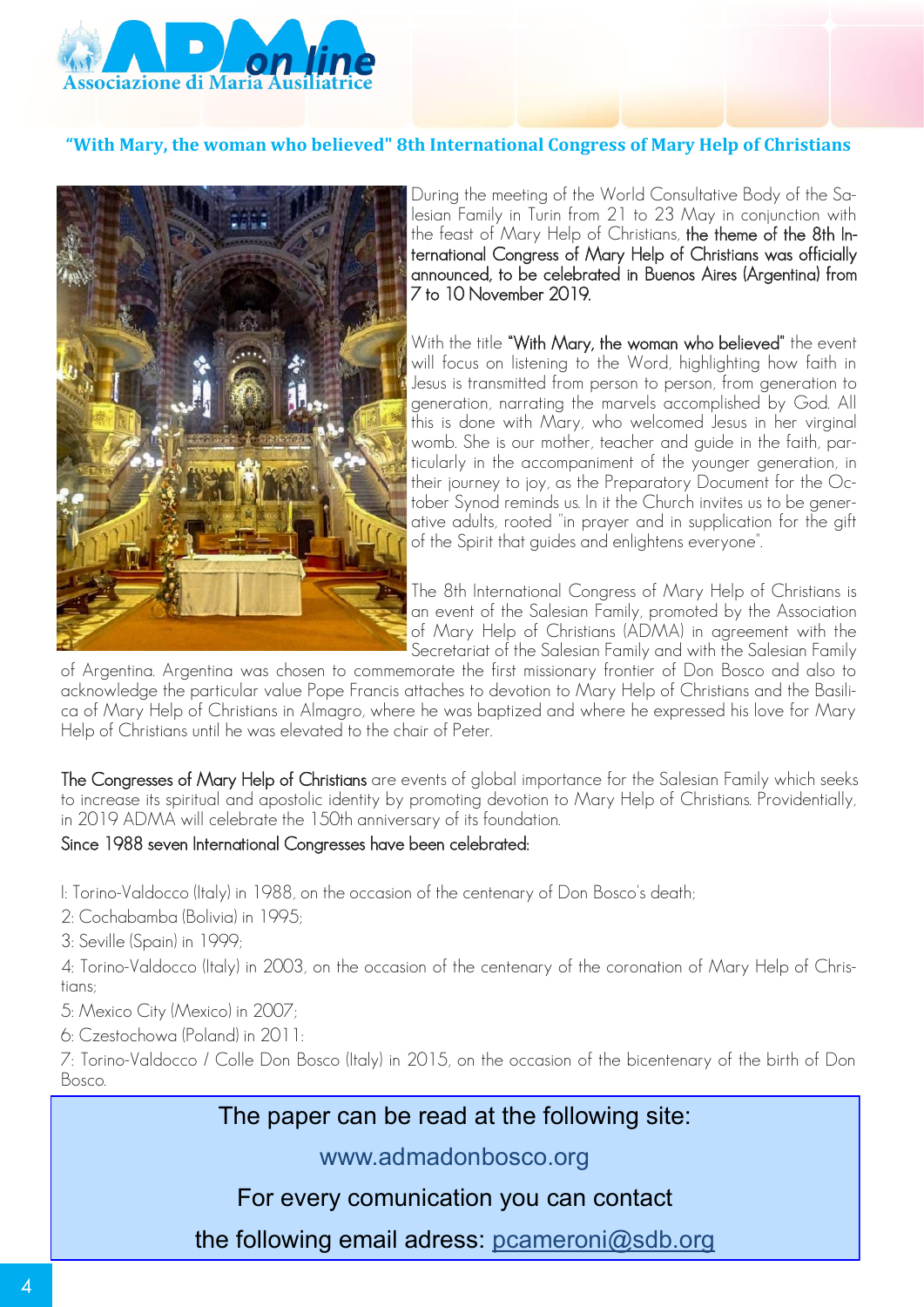## “With Mary, the woman who believed" 8th International Congress of Mary Help of Christians

During the meeting of the World Consultative Body of the Salesian Family in Turin from 21 to 23 May in conjunction with the feast of Mary Help of Christians, **the theme of the 8th International Congress of Mary Help of Christians was officially announced, to be celebrated in Buenos Aires (Argentina) from 7 to 10 November 2019.**

With the title **"With Mary, the woman who believed"** the event will focus on listening to the Word, highlighting how faith in Jesus is transmitted from person to person, from generation to generation, narrating the marvels accomplished by God. All this is done with Mary, who welcomed Jesus in her virginal womb. She is our mother, teacher and guide in the faith, particularly in the accompaniment of the younger generation, in their journey to joy, as the Preparatory Document for the October Synod reminds us. In it the Church invites us to be generative adults, rooted "in prayer and in supplication for the gift of the Spirit that guides and enlightens everyone".

The 8th International Congress of Mary Help of Christians is an event of the Salesian Family, promoted by the Association of Mary Help of Christians (ADMA) in agreement with the Secretariat of the Salesian Family and with the Salesian Family of Argentina. Argentina was chosen to commemorate the first missionary frontier of Don Bosco and also to acknowledge the particular value Pope Francis attaches to devotion to Mary Help of Christians and the Basilica of Mary Help of Christians in Almagro, where he was baptized and where he expressed his love for Mary Help of Christians until he was elevated to the chair of Peter.

**The Congresses of Mary Help of Christians** are events of global importance for the Salesian Family which seeks to increase its spiritual and apostolic identity by promoting devotion to Mary Help of Christians. Providentially, in 2019 ADMA will celebrate the 150th anniversary of its foundation.

**Since 1988 seven International Congresses have been celebrated:**

1: Torino-Valdocco (Italy) in 1988, on the occasion of the centenary of Don Bosco's death;

2: Cochabamba (Bolivia) in 1995;

3: Seville (Spain) in 1999;

4: Torino-Valdocco (Italy) in 2003, on the occasion of the centenary of the coronation of Mary Help of Christians;

5: Mexico City (Mexico) in 2007;

6: Czestochowa (Poland) in 2011;

7: Torino-Valdocco / Colle Don Bosco (Italy) in 2015, on the occasion of the bicentenary of the birth of Don Bosco.

The paper can be read at the following site:

www.admadonbosco.org

For every comunication you can contact

the following email adress: pcameroni@sdb.org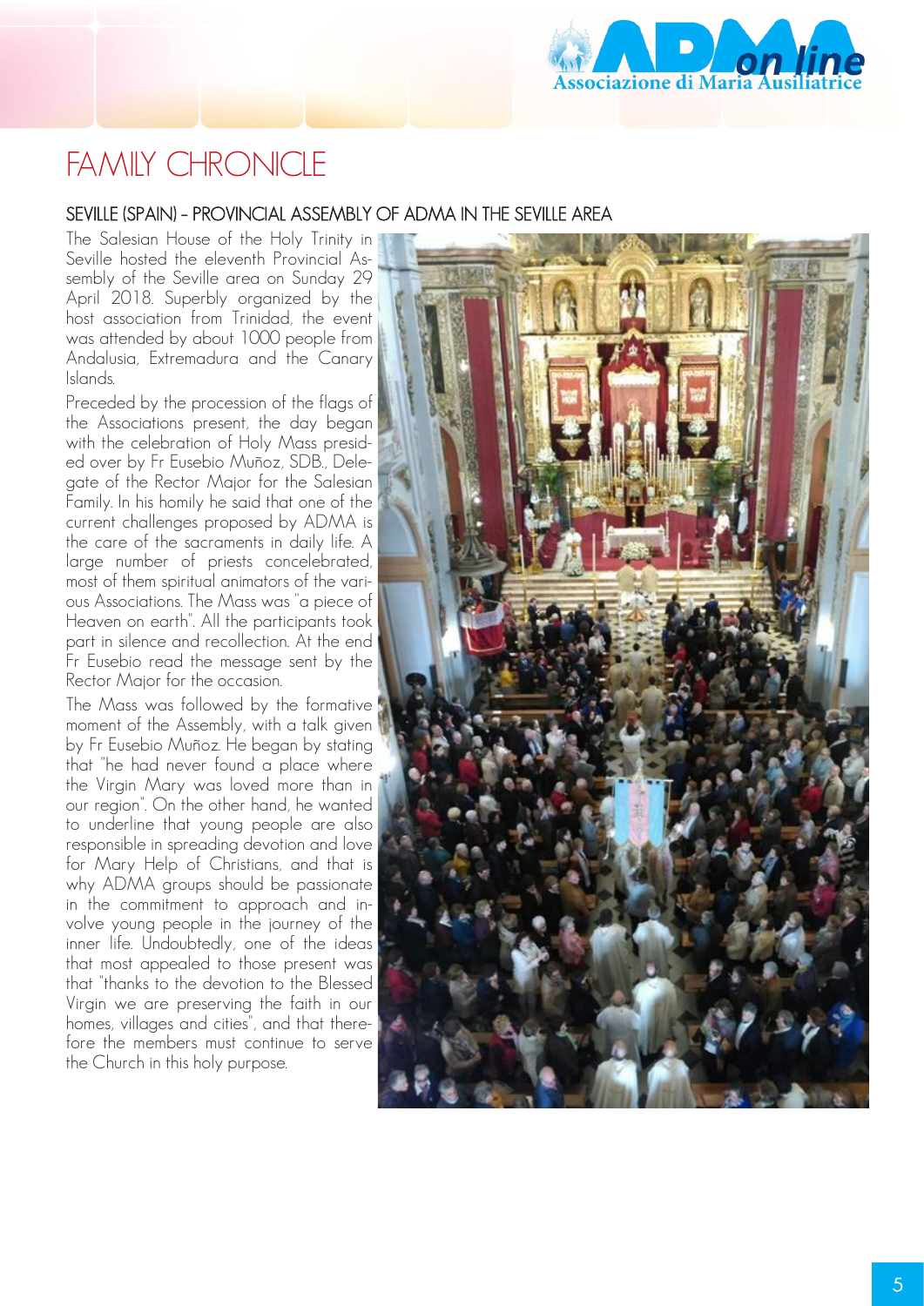# FAMILY CHRONICLE

## SEVILLE (SPAIN) – PROVINCIAL ASSEMBLY OF ADMA IN THE SEVILLE AREA

The Salesian House of the Holy Trinity in Seville hosted the eleventh Provincial Assembly of the Seville area on Sunday 29 April 2018. Superbly organized by the host association from Trinidad, the event was attended by about 1000 people from Andalusia, Extremadura and the Canary Islands.

Preceded by the procession of the flags of the Associations present, the day began with the celebration of Holy Mass presided over by Fr Eusebio Muñoz, SDB., Delegate of the Rector Major for the Salesian Family. In his homily he said that one of the current challenges proposed by ADMA is the care of the sacraments in daily life. A large number of priests concelebrated, most of them spiritual animators of the various Associations. The Mass was "a piece of Heaven on earth". All the participants took part in silence and recollection. At the end Fr Eusebio read the message sent by the Rector Major for the occasion.

The Mass was followed by the formative moment of the Assembly, with a talk given by Fr Eusebio Muñoz. He began by stating that "he had never found a place where the Virgin Mary was loved more than in our region". On the other hand, he wanted to underline that young people are also responsible in spreading devotion and love for Mary Help of Christians, and that is why ADMA groups should be passionate in the commitment to approach and involve young people in the journey of the inner life. Undoubtedly, one of the ideas that most appealed to those present was that "thanks to the devotion to the Blessed Virgin we are preserving the faith in our homes, villages and cities", and that therefore the members must continue to serve the Church in this holy purpose.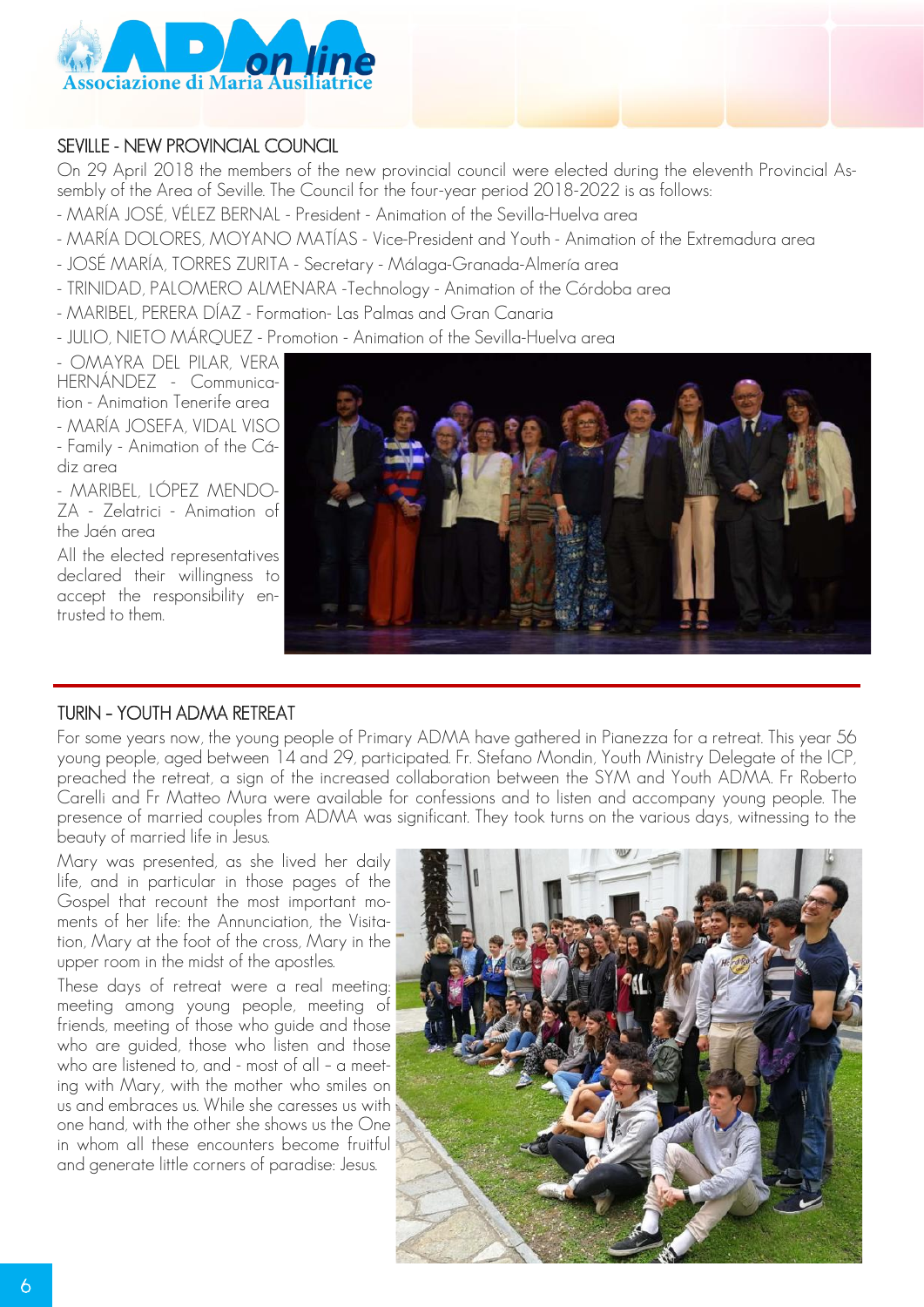## SEVILLE - NEW PROVINCIAL COUNCIL

On 29 April 2018 the members of the new provincial council were elected during the eleventh Provincial Assembly of the Area of Seville. The Council for the four-year period 2018-2022 is as follows:

- MARÍA JOSÉ, VÉLEZ BERNAL - President - Animation of the Sevilla-Huelva area
- MARÍA DOLORES, MOYANO MATÍAS - Vice-President and Youth - Animation of the Extremadura area
- JOSÉ MARÍA, TORRES ZURITA - Secretary - Málaga-Granada-Almería area
- TRINIDAD, PALOMERO ALMENARA -Technology - Animation of the Córdoba area
- MARIBEL, PERERA DÍAZ - Formation- Las Palmas and Gran Canaria
- JULIO, NIETO MÁRQUEZ - Promotion - Animation of the Sevilla-Huelva area
- OMAYRA DEL PILAR, VERA HERNÁNDEZ - Communication - Animation Tenerife area
- MARÍA JOSEFA, VIDAL VISO - Family - Animation of the Cádiz area
- MARIBEL, LÓPEZ MENDOZA - Zelatrici - Animation of the Jaén area

All the elected representatives declared their willingness to accept the responsibility entrusted to them.

## TURIN – YOUTH ADMA RETREAT

For some years now, the young people of Primary ADMA have gathered in Pianezza for a retreat. This year 56 young people, aged between 14 and 29, participated. Fr. Stefano Mondin, Youth Ministry Delegate of the ICP, preached the retreat, a sign of the increased collaboration between the SYM and Youth ADMA. Fr Roberto Carelli and Fr Matteo Mura were available for confessions and to listen and accompany young people. The presence of married couples from ADMA was significant. They took turns on the various days, witnessing to the beauty of married life in Jesus.

Mary was presented, as she lived her daily life, and in particular in those pages of the Gospel that recount the most important moments of her life: the Annunciation, the Visitation, Mary at the foot of the cross, Mary in the upper room in the midst of the apostles.

These days of retreat were a real meeting: meeting among young people, meeting of friends, meeting of those who guide and those who are guided, those who listen and those who are listened to, and - most of all – a meeting with Mary, with the mother who smiles on us and embraces us. While she caresses us with one hand, with the other she shows us the One in whom all these encounters become fruitful and generate little corners of paradise: Jesus.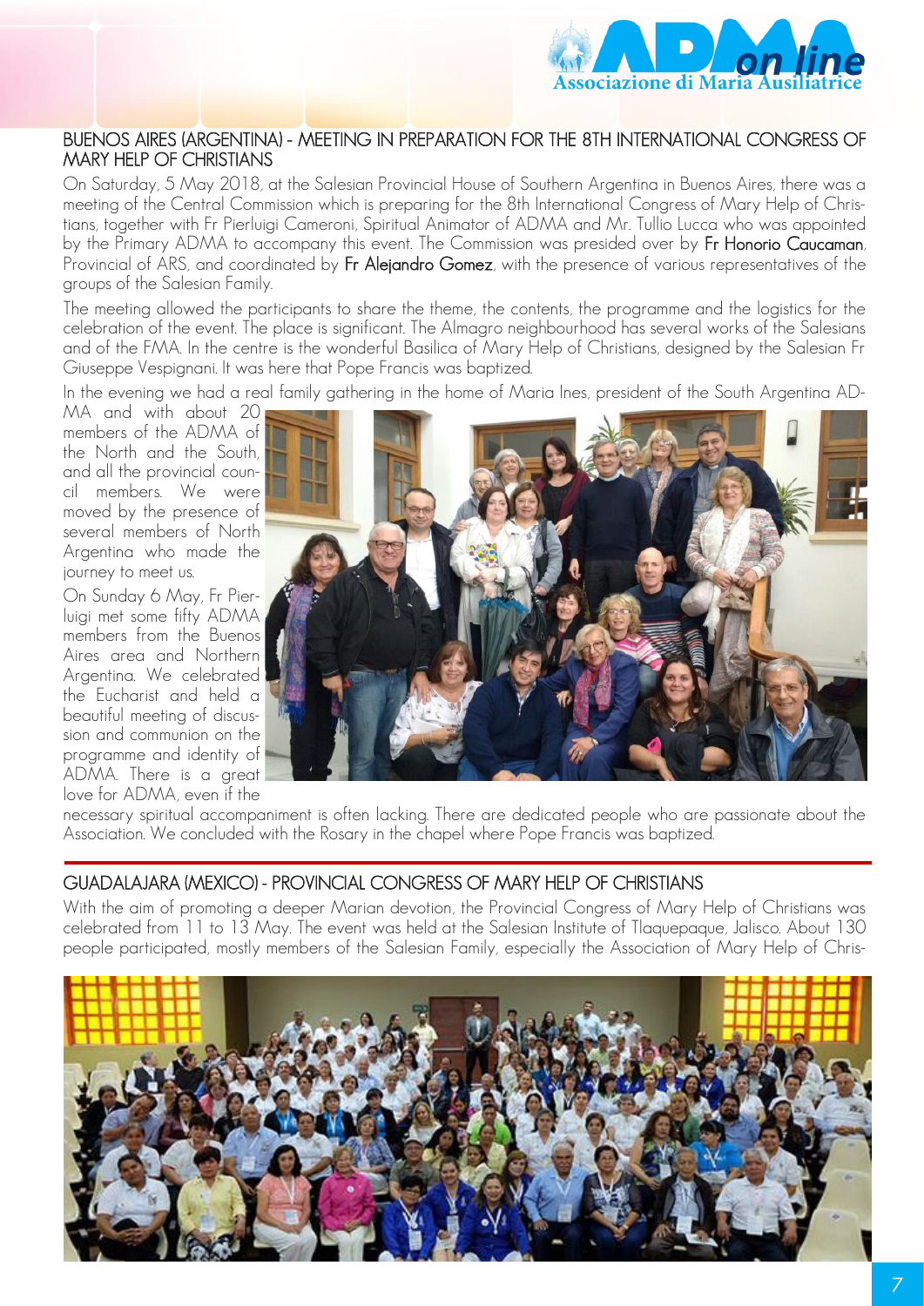## BUENOS AIRES (ARGENTINA) - MEETING IN PREPARATION FOR THE 8TH INTERNATIONAL CONGRESS OF MARY HELP OF CHRISTIANS

On Saturday, 5 May 2018, at the Salesian Provincial House of Southern Argentina in Buenos Aires, there was a meeting of the Central Commission which is preparing for the 8th International Congress of Mary Help of Christians, together with Fr Pierluigi Cameroni, Spiritual Animator of ADMA and Mr. Tullio Lucca who was appointed by the Primary ADMA to accompany this event. The Commission was presided over by **Fr Honorio Caucaman**, Provincial of ARS, and coordinated by **Fr Alejandro Gomez**, with the presence of various representatives of the groups of the Salesian Family.

The meeting allowed the participants to share the theme, the contents, the programme and the logistics for the celebration of the event. The place is significant. The Almagro neighbourhood has several works of the Salesians and of the FMA. In the centre is the wonderful Basilica of Mary Help of Christians, designed by the Salesian Fr Giuseppe Vespignani. It was here that Pope Francis was baptized.

In the evening we had a real family gathering in the home of Maria Ines, president of the South Argentina ADMA and with about 20 members of the ADMA of the North and the South, and all the provincial council members. We were moved by the presence of several members of North Argentina who made the journey to meet us.

On Sunday 6 May, Fr Pierluigi met some fifty ADMA members from the Buenos Aires area and Northern Argentina. We celebrated the Eucharist and held a beautiful meeting of discussion and communion on the programme and identity of ADMA. There is a great love for ADMA, even if the necessary spiritual accompaniment is often lacking. There are dedicated people who are passionate about the Association. We concluded with the Rosary in the chapel where Pope Francis was baptized.

## GUADALAJARA (MEXICO) - PROVINCIAL CONGRESS OF MARY HELP OF CHRISTIANS

With the aim of promoting a deeper Marian devotion, the Provincial Congress of Mary Help of Christians was celebrated from 11 to 13 May. The event was held at the Salesian Institute of Tlaquepaque, Jalisco. About 130 people participated, mostly members of the Salesian Family, especially the Association of Mary Help of Chris-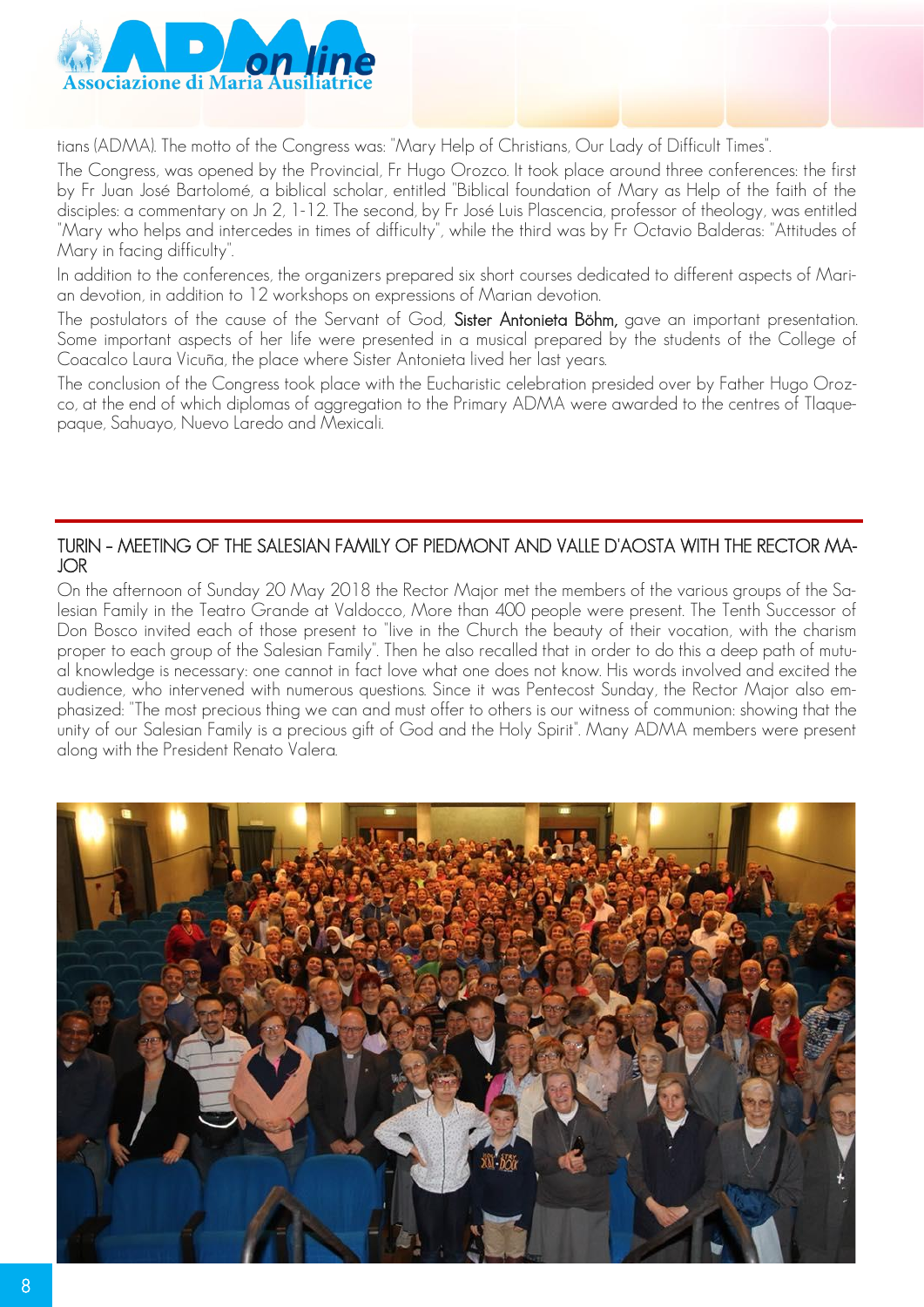tians (ADMA). The motto of the Congress was: "Mary Help of Christians, Our Lady of Difficult Times".

The Congress, was opened by the Provincial, Fr Hugo Orozco. It took place around three conferences: the first by Fr Juan José Bartolomé, a biblical scholar, entitled "Biblical foundation of Mary as Help of the faith of the disciples: a commentary on Jn 2, 1-12. The second, by Fr José Luis Plascencia, professor of theology, was entitled "Mary who helps and intercedes in times of difficulty", while the third was by Fr Octavio Balderas: "Attitudes of Mary in facing difficulty".

In addition to the conferences, the organizers prepared six short courses dedicated to different aspects of Marian devotion, in addition to 12 workshops on expressions of Marian devotion.

The postulators of the cause of the Servant of God, **Sister Antonieta Böhm,** gave an important presentation. Some important aspects of her life were presented in a musical prepared by the students of the College of Coacalco Laura Vicuña, the place where Sister Antonieta lived her last years.

The conclusion of the Congress took place with the Eucharistic celebration presided over by Father Hugo Orozco, at the end of which diplomas of aggregation to the Primary ADMA were awarded to the centres of Tlaquepaque, Sahuayo, Nuevo Laredo and Mexicali.

## TURIN - MEETING OF THE SALESIAN FAMILY OF PIEDMONT AND VALLE D'AOSTA WITH THE RECTOR MAJOR

On the afternoon of Sunday 20 May 2018 the Rector Major met the members of the various groups of the Salesian Family in the Teatro Grande at Valdocco, More than 400 people were present. The Tenth Successor of Don Bosco invited each of those present to "live in the Church the beauty of their vocation, with the charism proper to each group of the Salesian Family". Then he also recalled that in order to do this a deep path of mutual knowledge is necessary: one cannot in fact love what one does not know. His words involved and excited the audience, who intervened with numerous questions. Since it was Pentecost Sunday, the Rector Major also emphasized: "The most precious thing we can and must offer to others is our witness of communion: showing that the unity of our Salesian Family is a precious gift of God and the Holy Spirit". Many ADMA members were present along with the President Renato Valera.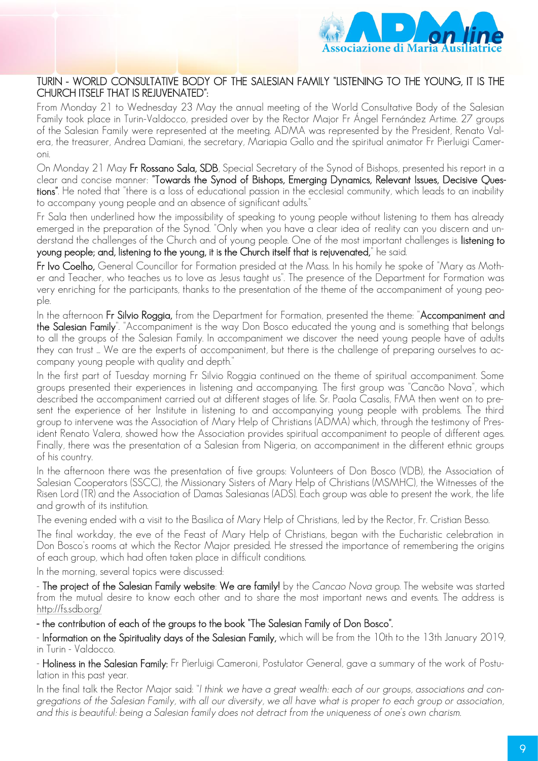## TURIN - WORLD CONSULTATIVE BODY OF THE SALESIAN FAMILY "LISTENING TO THE YOUNG, IT IS THE CHURCH ITSELF THAT IS REJUVENATED":

From Monday 21 to Wednesday 23 May the annual meeting of the World Consultative Body of the Salesian Family took place in Turin-Valdocco, presided over by the Rector Major Fr Ángel Fernández Artime. 27 groups of the Salesian Family were represented at the meeting. ADMA was represented by the President, Renato Valera, the treasurer, Andrea Damiani, the secretary, Mariapia Gallo and the spiritual animator Fr Pierluigi Cameroni.

On Monday 21 May **Fr Rossano Sala, SDB**, Special Secretary of the Synod of Bishops, presented his report in a clear and concise manner: **"Towards the Synod of Bishops, Emerging Dynamics, Relevant Issues, Decisive Questions"**. He noted that "there is a loss of educational passion in the ecclesial community, which leads to an inability to accompany young people and an absence of significant adults."

Fr Sala then underlined how the impossibility of speaking to young people without listening to them has already emerged in the preparation of the Synod. "Only when you have a clear idea of reality can you discern and understand the challenges of the Church and of young people. One of the most important challenges is **listening to young people; and, listening to the young, it is the Church itself that is rejuvenated,**" he said.

**Fr Ivo Coelho,** General Councillor for Formation presided at the Mass. In his homily he spoke of "Mary as Mother and Teacher, who teaches us to love as Jesus taught us". The presence of the Department for Formation was very enriching for the participants, thanks to the presentation of the theme of the accompaniment of young people.

In the afternoon **Fr Silvio Roggia,** from the Department for Formation, presented the theme: "**Accompaniment and the Salesian Family**". "Accompaniment is the way Don Bosco educated the young and is something that belongs to all the groups of the Salesian Family. In accompaniment we discover the need young people have of adults they can trust ... We are the experts of accompaniment, but there is the challenge of preparing ourselves to accompany young people with quality and depth."

In the first part of Tuesday morning Fr Silvio Roggia continued on the theme of spiritual accompaniment. Some groups presented their experiences in listening and accompanying. The first group was "Cancão Nova", which described the accompaniment carried out at different stages of life. Sr. Paola Casalis, FMA then went on to present the experience of her Institute in listening to and accompanying young people with problems. The third group to intervene was the Association of Mary Help of Christians (ADMA) which, through the testimony of President Renato Valera, showed how the Association provides spiritual accompaniment to people of different ages. Finally, there was the presentation of a Salesian from Nigeria, on accompaniment in the different ethnic groups of his country.

In the afternoon there was the presentation of five groups: Volunteers of Don Bosco (VDB), the Association of Salesian Cooperators (SSCC), the Missionary Sisters of Mary Help of Christians (MSMHC), the Witnesses of the Risen Lord (TR) and the Association of Damas Salesianas (ADS). Each group was able to present the work, the life and growth of its institution.

The evening ended with a visit to the Basilica of Mary Help of Christians, led by the Rector, Fr. Cristian Besso.

The final workday, the eve of the Feast of Mary Help of Christians, began with the Eucharistic celebration in Don Bosco's rooms at which the Rector Major presided. He stressed the importance of remembering the origins of each group, which had often taken place in difficult conditions.

In the morning, several topics were discussed:

- **The project of the Salesian Family website**: **We are family!** by the *Cancao Nova* group. The website was started from the mutual desire to know each other and to share the most important news and events. The address is http://fs.sdb.org/

- **the contribution of each of the groups to the book "The Salesian Family of Don Bosco".**

- **Information on the Spirituality days of the Salesian Family,** which will be from the 10th to the 13th January 2019, in Turin - Valdocco.

- **Holiness in the Salesian Family:** Fr Pierluigi Cameroni, Postulator General, gave a summary of the work of Postulation in this past year.

In the final talk the Rector Major said: "*I think we have a great wealth: each of our groups, associations and congregations of the Salesian Family, with all our diversity, we all have what is proper to each group or association, and this is beautiful: being a Salesian family does not detract from the uniqueness of one's own charism.*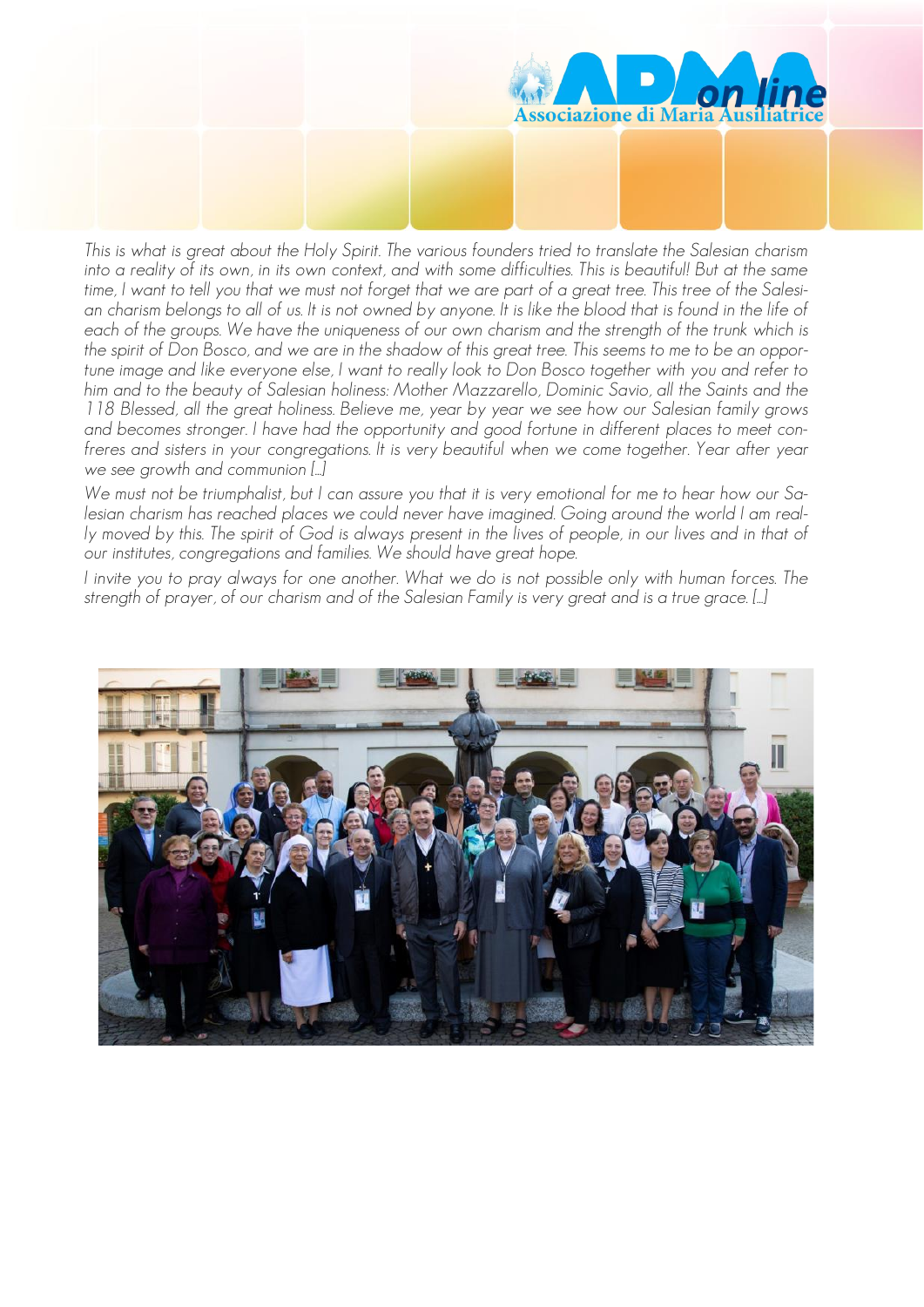*This is what is great about the Holy Spirit. The various founders tried to translate the Salesian charism into a reality of its own, in its own context, and with some difficulties. This is beautiful! But at the same time, I want to tell you that we must not forget that we are part of a great tree. This tree of the Salesian charism belongs to all of us. It is not owned by anyone. It is like the blood that is found in the life of each of the groups. We have the uniqueness of our own charism and the strength of the trunk which is the spirit of Don Bosco, and we are in the shadow of this great tree. This seems to me to be an opportune image and like everyone else, I want to really look to Don Bosco together with you and refer to him and to the beauty of Salesian holiness: Mother Mazzarello, Dominic Savio, all the Saints and the 118 Blessed, all the great holiness. Believe me, year by year we see how our Salesian family grows and becomes stronger. I have had the opportunity and good fortune in different places to meet confreres and sisters in your congregations. It is very beautiful when we come together. Year after year we see growth and communion […]*

*We must not be triumphalist, but I can assure you that it is very emotional for me to hear how our Salesian charism has reached places we could never have imagined. Going around the world I am really moved by this. The spirit of God is always present in the lives of people, in our lives and in that of our institutes, congregations and families. We should have great hope.*

*I invite you to pray always for one another. What we do is not possible only with human forces. The strength of prayer, of our charism and of the Salesian Family is very great and is a true grace. […]*